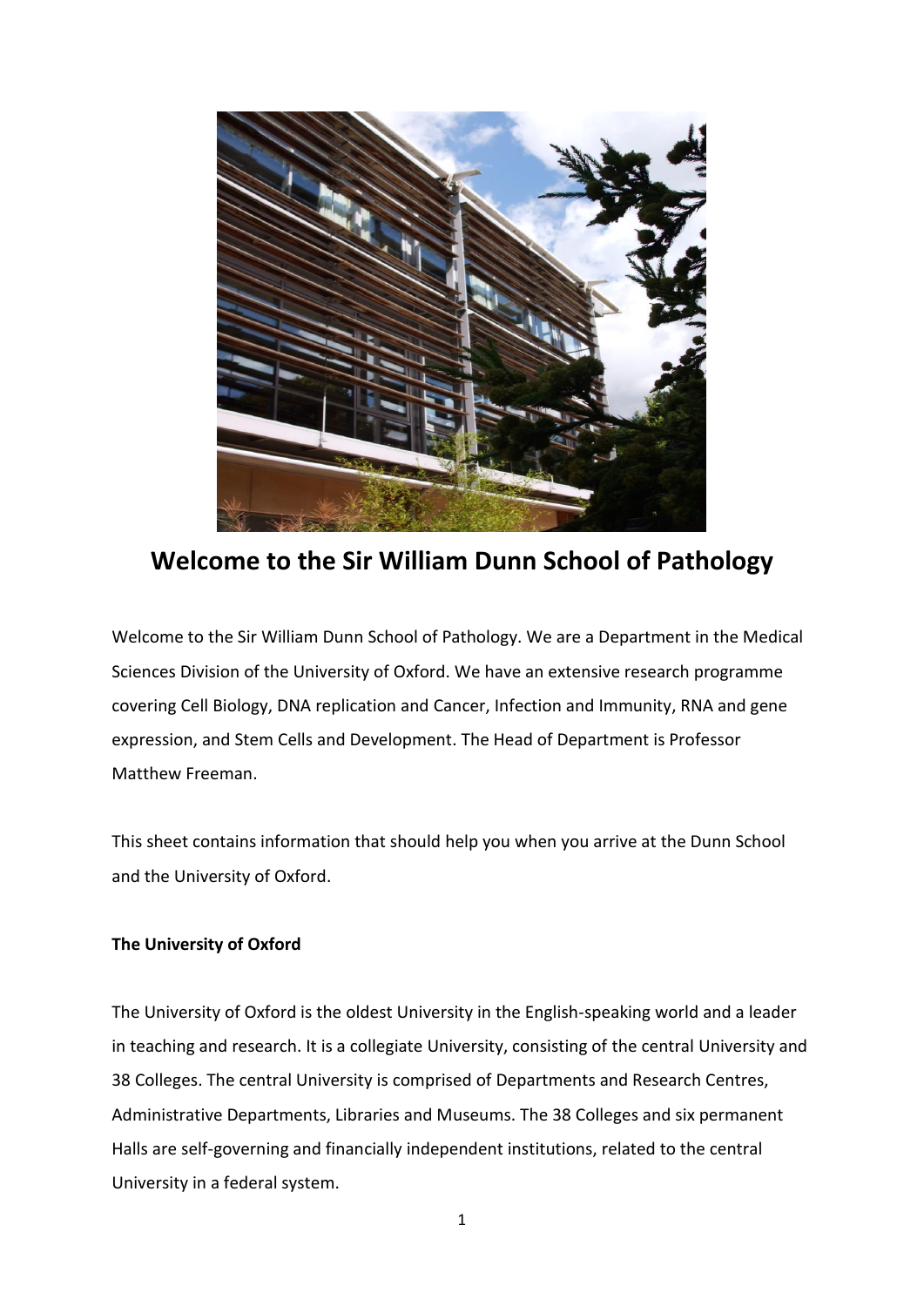# Welcome to the Sir William Dunn School of Pathology

Welcome to the Sir William Dunn School of Pathology. We are a Department in the Medical Sciences Division of the University of Oxford. We have an extensive research programme covering Cell Biology, DNA replication and Cancer, Infection and Immunity, RNA and gene expression, and Stem Cells and Development. The Head of Department is Professor Matthew Freeman.

This sheet contains information that should help you when you arrive at the Dunn School and the University of Oxford.

**The University of Oxford**

The University of Oxford is the oldest University in the English-speaking world and a leader in teaching and research. It is a collegiate University, consisting of the central University and 38 Colleges. The central University is comprised of Departments and Research Centres, Administrative Departments, Libraries and Museums. The 38 Colleges and six permanent Halls are self-governing and financially independent institutions, related to the central University in a federal system.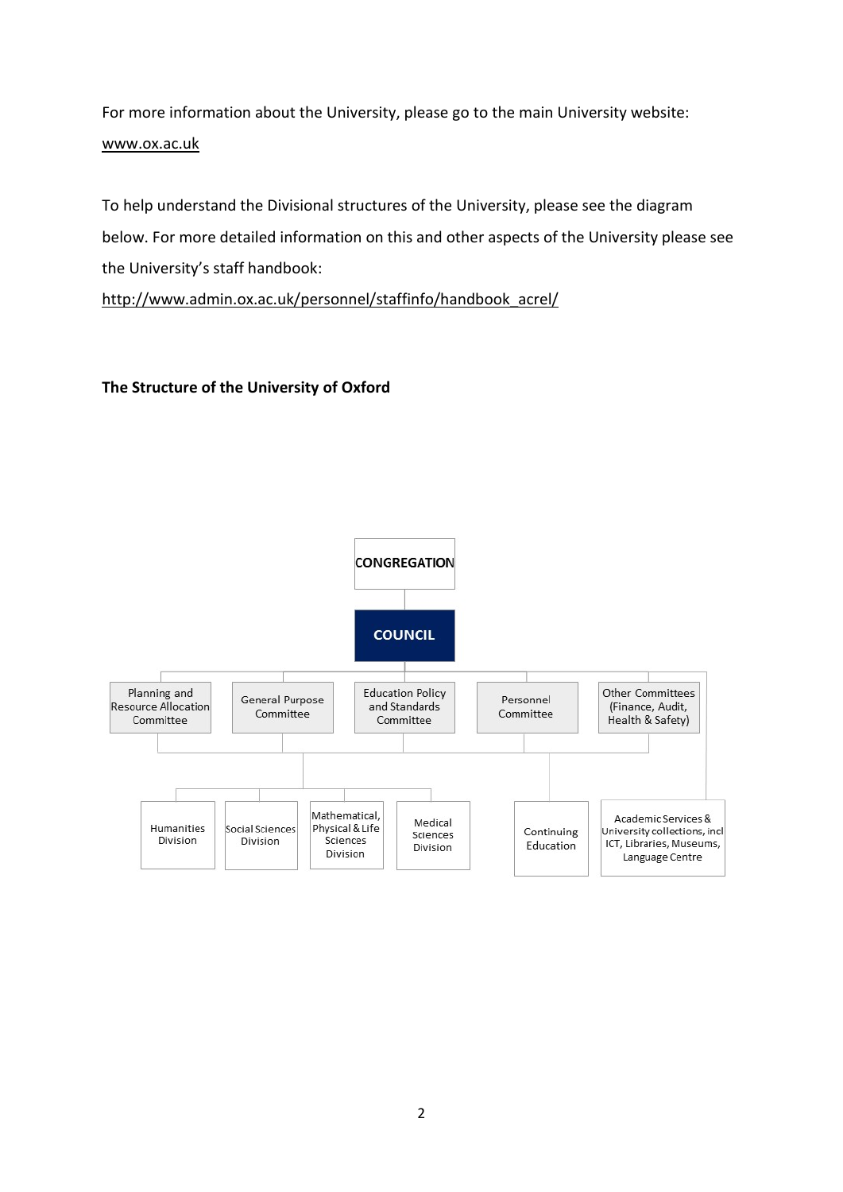For more information about the University, please go to the main University website: www.ox.ac.uk

To help understand the Divisional structures of the University, please see the diagram below. For more detailed information on this and other aspects of the University please see the University's staff handbook: http://www.admin.ox.ac.uk/personnel/staffinfo/handbook_acrel/

**The Structure of the University of Oxford**

CONGREGATION

COUNCIL

Planning and Resource Allocation Committee

General Purpose Committee

Education Policy and Standards Committee

Personnel Committee

Other Committees (Finance, Audit, Health & Safety)

Humanities Division

Social Sciences Division

Mathematical, Physical & Life Sciences Division

Medical Sciences Division

Continuing Education

Academic Services & University collections, incl ICT, Libraries, Museums, Language Centre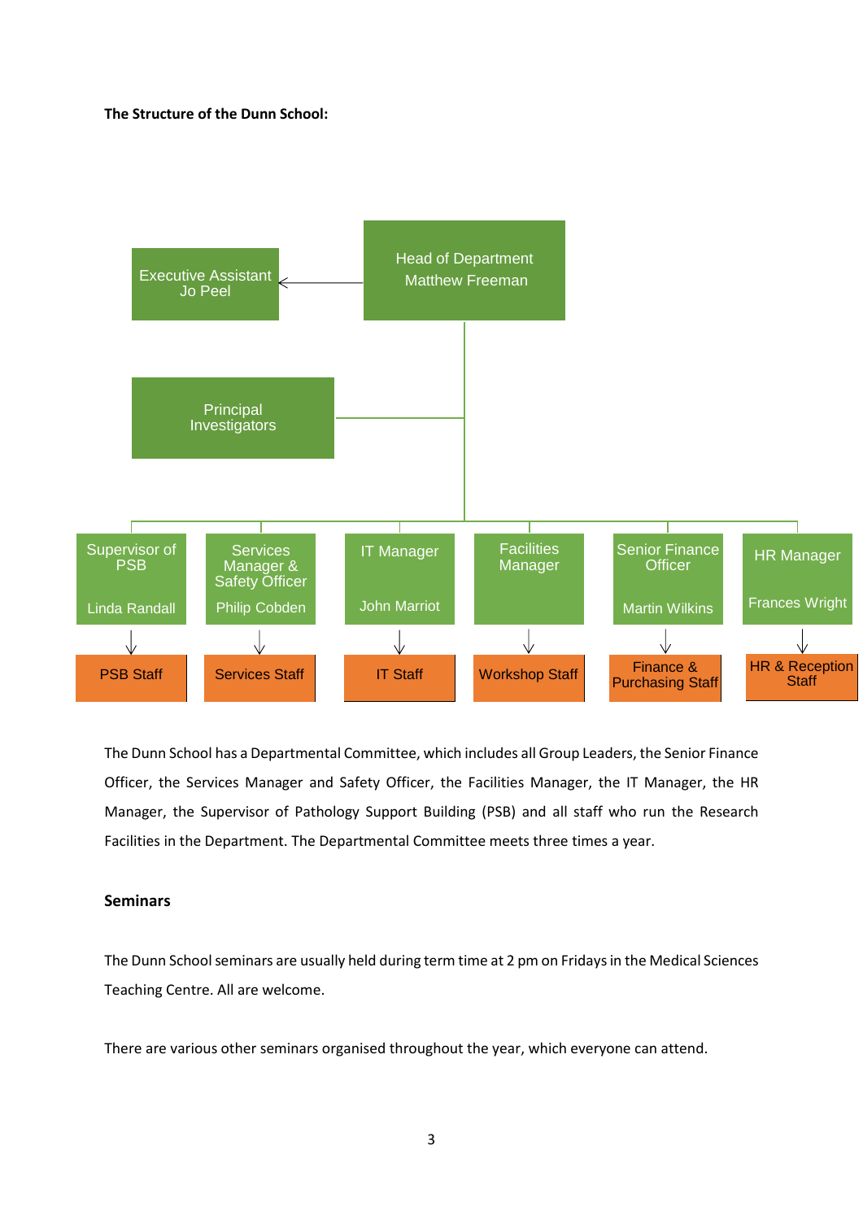**The Structure of the Dunn School:**

- Head of Department – Matthew Freeman
  - Executive Assistant – Jo Peel
  - Principal Investigators
  - Supervisor of PSB – Linda Randall
    - PSB Staff
  - Services Manager & Safety Officer – Philip Cobden
    - Services Staff
  - IT Manager – John Marriot
    - IT Staff
  - Facilities Manager
    - Workshop Staff
  - Senior Finance Officer – Martin Wilkins
    - Finance & Purchasing Staff
  - HR Manager – Frances Wright
    - HR & Reception Staff

The Dunn School has a Departmental Committee, which includes all Group Leaders, the Senior Finance Officer, the Services Manager and Safety Officer, the Facilities Manager, the IT Manager, the HR Manager, the Supervisor of Pathology Support Building (PSB) and all staff who run the Research Facilities in the Department. The Departmental Committee meets three times a year.

**Seminars**

The Dunn School seminars are usually held during term time at 2 pm on Fridays in the Medical Sciences Teaching Centre. All are welcome.

There are various other seminars organised throughout the year, which everyone can attend.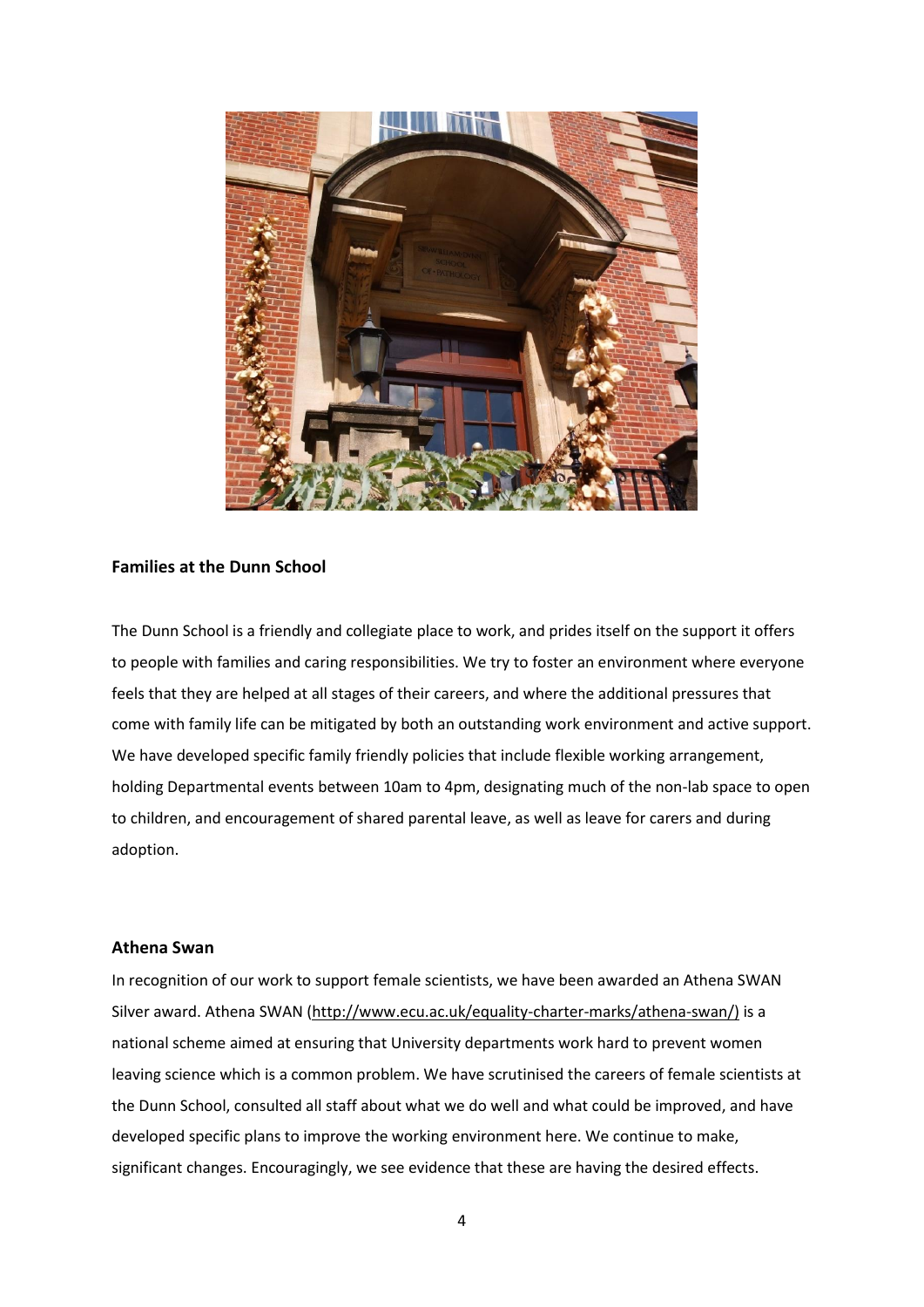## Families at the Dunn School

The Dunn School is a friendly and collegiate place to work, and prides itself on the support it offers to people with families and caring responsibilities. We try to foster an environment where everyone feels that they are helped at all stages of their careers, and where the additional pressures that come with family life can be mitigated by both an outstanding work environment and active support. We have developed specific family friendly policies that include flexible working arrangement, holding Departmental events between 10am to 4pm, designating much of the non-lab space to open to children, and encouragement of shared parental leave, as well as leave for carers and during adoption.

## Athena Swan

In recognition of our work to support female scientists, we have been awarded an Athena SWAN Silver award. Athena SWAN (http://www.ecu.ac.uk/equality-charter-marks/athena-swan/) is a national scheme aimed at ensuring that University departments work hard to prevent women leaving science which is a common problem. We have scrutinised the careers of female scientists at the Dunn School, consulted all staff about what we do well and what could be improved, and have developed specific plans to improve the working environment here. We continue to make, significant changes. Encouragingly, we see evidence that these are having the desired effects.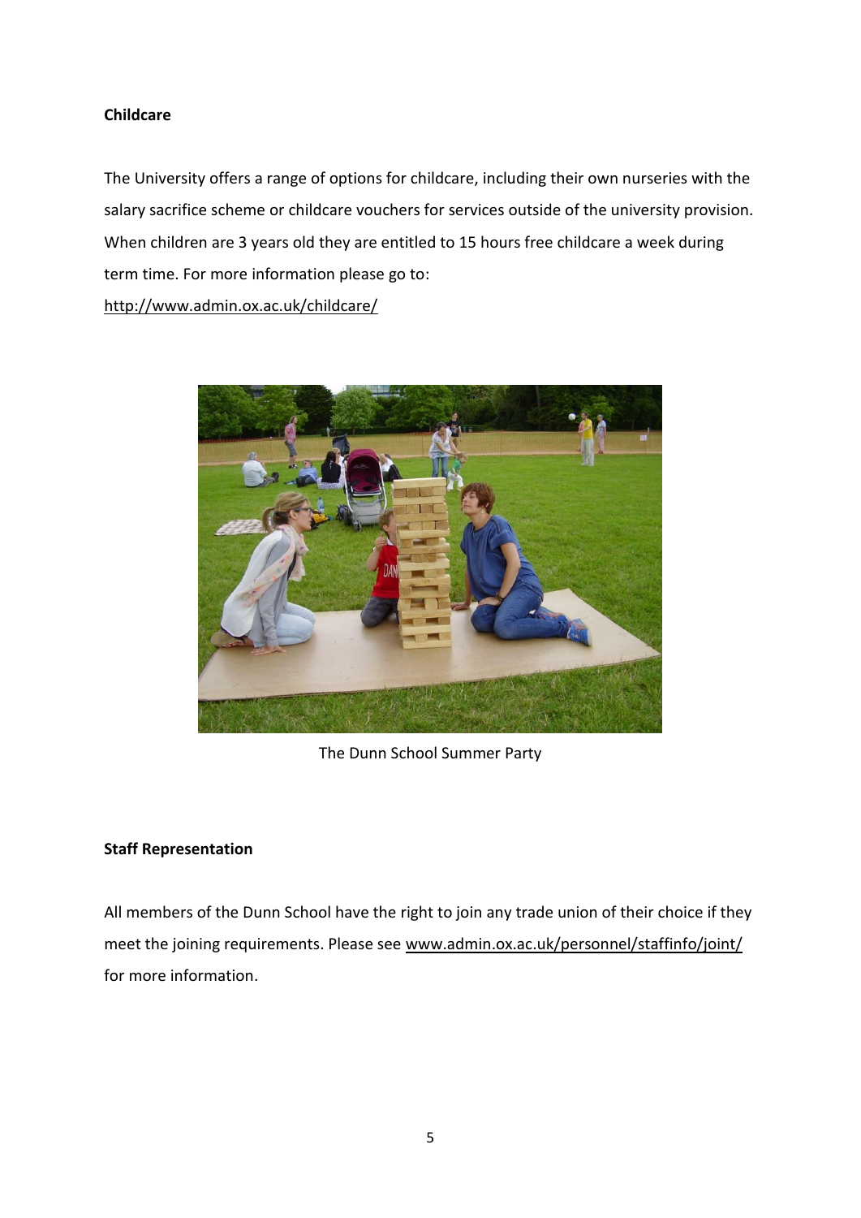**Childcare**

The University offers a range of options for childcare, including their own nurseries with the salary sacrifice scheme or childcare vouchers for services outside of the university provision. When children are 3 years old they are entitled to 15 hours free childcare a week during term time. For more information please go to: http://www.admin.ox.ac.uk/childcare/

The Dunn School Summer Party

**Staff Representation**

All members of the Dunn School have the right to join any trade union of their choice if they meet the joining requirements. Please see www.admin.ox.ac.uk/personnel/staffinfo/joint/ for more information.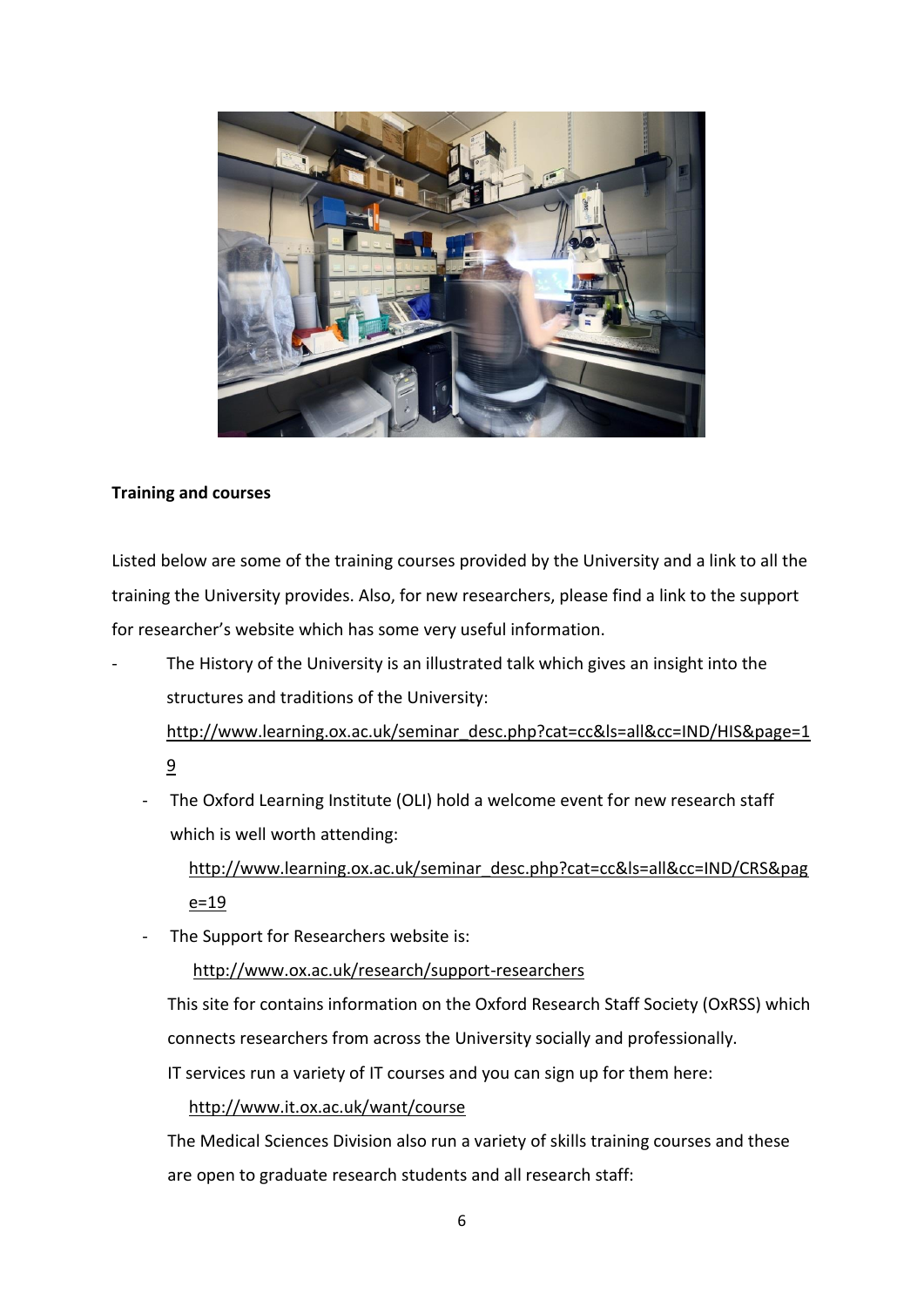**Training and courses**

Listed below are some of the training courses provided by the University and a link to all the training the University provides. Also, for new researchers, please find a link to the support for researcher's website which has some very useful information.

- The History of the University is an illustrated talk which gives an insight into the structures and traditions of the University: http://www.learning.ox.ac.uk/seminar_desc.php?cat=cc&ls=all&cc=IND/HIS&page=19
- The Oxford Learning Institute (OLI) hold a welcome event for new research staff which is well worth attending: http://www.learning.ox.ac.uk/seminar_desc.php?cat=cc&ls=all&cc=IND/CRS&page=19
- The Support for Researchers website is: http://www.ox.ac.uk/research/support-researchers

  This site for contains information on the Oxford Research Staff Society (OxRSS) which connects researchers from across the University socially and professionally.

  IT services run a variety of IT courses and you can sign up for them here: http://www.it.ox.ac.uk/want/course

  The Medical Sciences Division also run a variety of skills training courses and these are open to graduate research students and all research staff: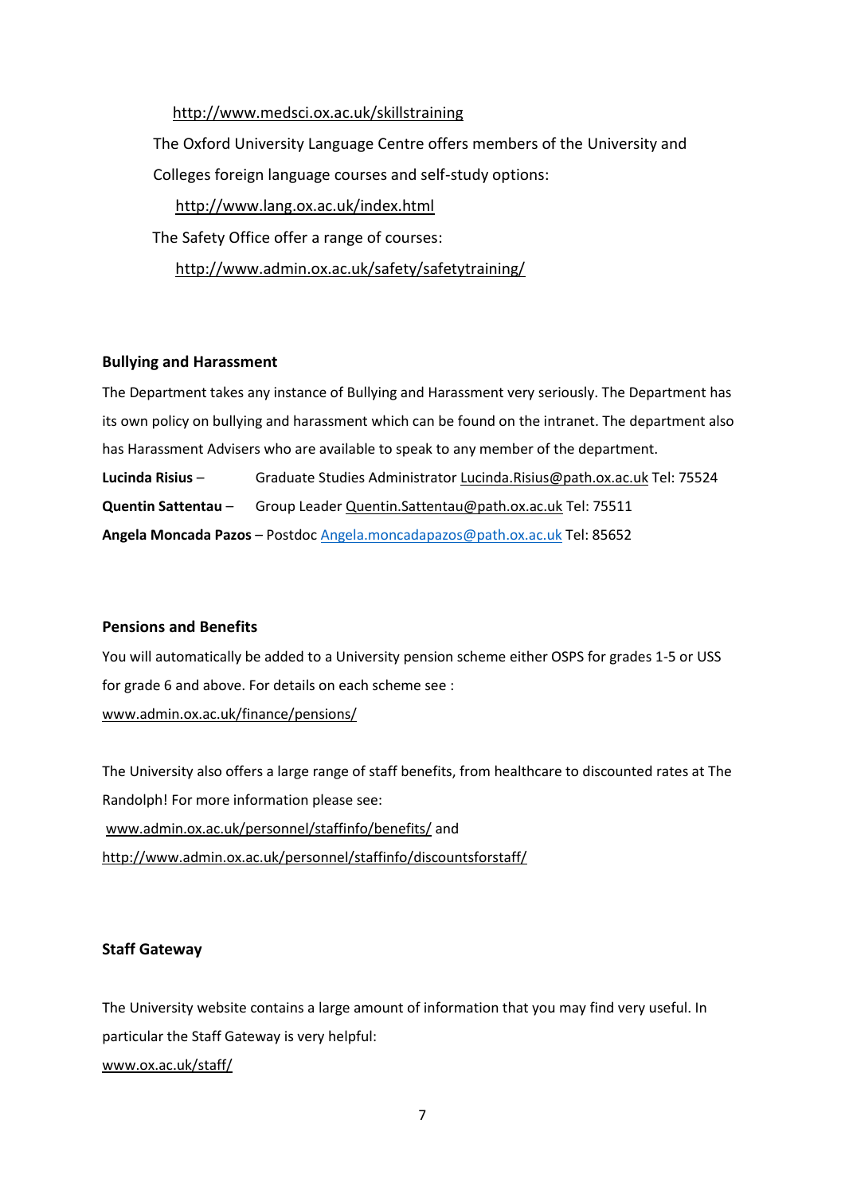http://www.medsci.ox.ac.uk/skillstraining

The Oxford University Language Centre offers members of the University and Colleges foreign language courses and self-study options:

http://www.lang.ox.ac.uk/index.html

The Safety Office offer a range of courses:

http://www.admin.ox.ac.uk/safety/safetytraining/

**Bullying and Harassment**

The Department takes any instance of Bullying and Harassment very seriously. The Department has its own policy on bullying and harassment which can be found on the intranet. The department also has Harassment Advisers who are available to speak to any member of the department.

**Lucinda Risius** – Graduate Studies Administrator Lucinda.Risius@path.ox.ac.uk Tel: 75524

**Quentin Sattentau** – Group Leader Quentin.Sattentau@path.ox.ac.uk Tel: 75511

**Angela Moncada Pazos** – Postdoc Angela.moncadapazos@path.ox.ac.uk Tel: 85652

**Pensions and Benefits**

You will automatically be added to a University pension scheme either OSPS for grades 1-5 or USS for grade 6 and above. For details on each scheme see :

www.admin.ox.ac.uk/finance/pensions/

The University also offers a large range of staff benefits, from healthcare to discounted rates at The Randolph! For more information please see:

www.admin.ox.ac.uk/personnel/staffinfo/benefits/ and

http://www.admin.ox.ac.uk/personnel/staffinfo/discountsforstaff/

**Staff Gateway**

The University website contains a large amount of information that you may find very useful. In particular the Staff Gateway is very helpful:

www.ox.ac.uk/staff/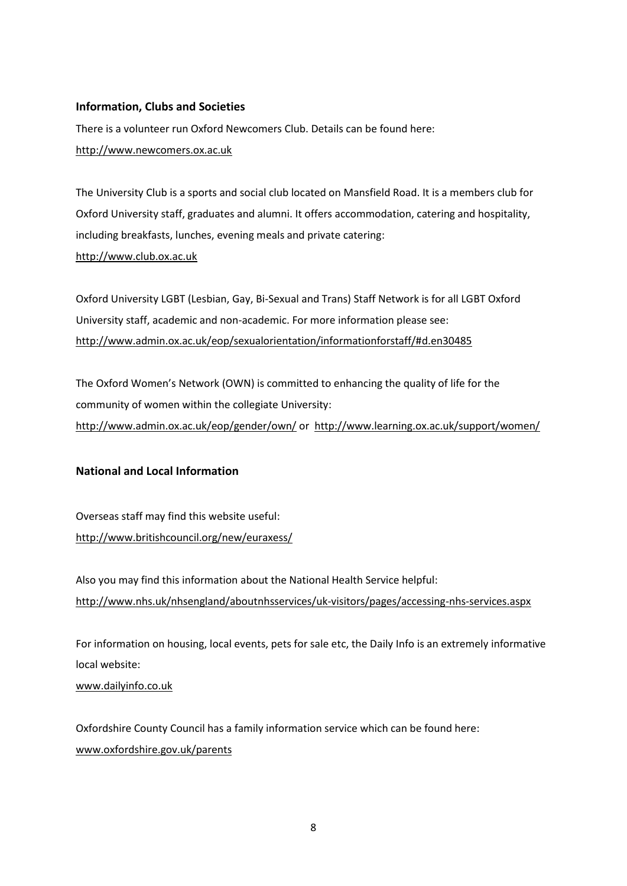## Information, Clubs and Societies

There is a volunteer run Oxford Newcomers Club. Details can be found here:
http://www.newcomers.ox.ac.uk

The University Club is a sports and social club located on Mansfield Road. It is a members club for Oxford University staff, graduates and alumni. It offers accommodation, catering and hospitality, including breakfasts, lunches, evening meals and private catering:
http://www.club.ox.ac.uk

Oxford University LGBT (Lesbian, Gay, Bi-Sexual and Trans) Staff Network is for all LGBT Oxford University staff, academic and non-academic. For more information please see:
http://www.admin.ox.ac.uk/eop/sexualorientation/informationforstaff/#d.en30485

The Oxford Women's Network (OWN) is committed to enhancing the quality of life for the community of women within the collegiate University:
http://www.admin.ox.ac.uk/eop/gender/own/ or http://www.learning.ox.ac.uk/support/women/

## National and Local Information

Overseas staff may find this website useful:
http://www.britishcouncil.org/new/euraxess/

Also you may find this information about the National Health Service helpful:
http://www.nhs.uk/nhsengland/aboutnhsservices/uk-visitors/pages/accessing-nhs-services.aspx

For information on housing, local events, pets for sale etc, the Daily Info is an extremely informative local website:
www.dailyinfo.co.uk

Oxfordshire County Council has a family information service which can be found here:
www.oxfordshire.gov.uk/parents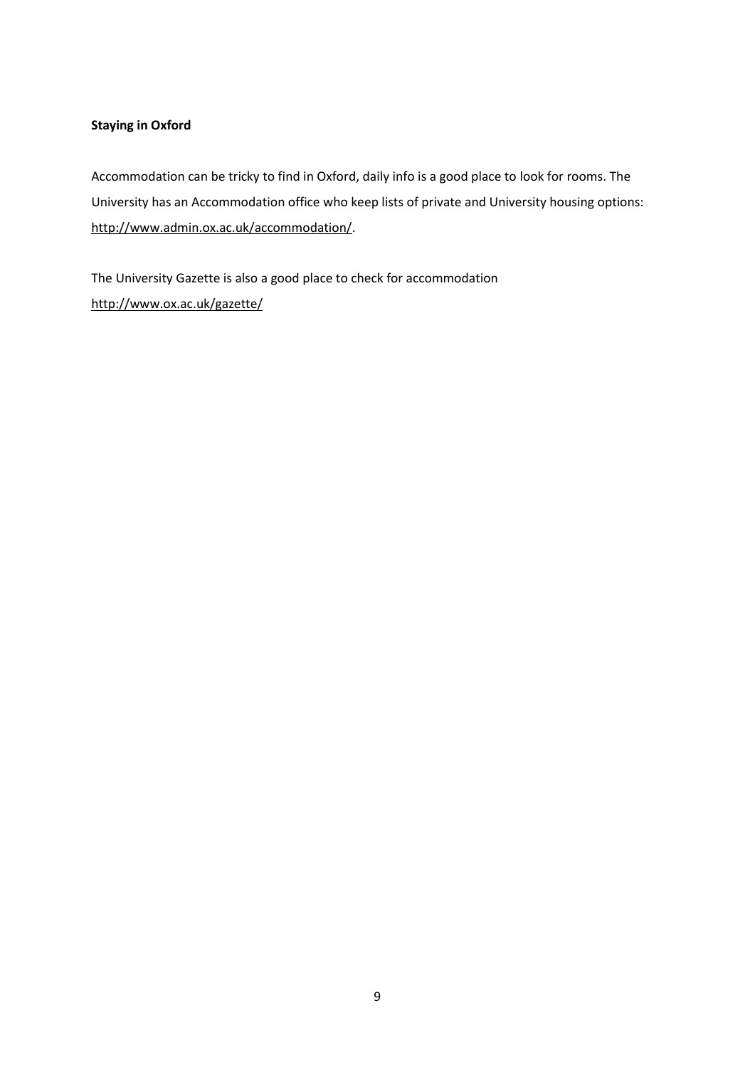**Staying in Oxford**

Accommodation can be tricky to find in Oxford, daily info is a good place to look for rooms. The University has an Accommodation office who keep lists of private and University housing options: http://www.admin.ox.ac.uk/accommodation/.

The University Gazette is also a good place to check for accommodation http://www.ox.ac.uk/gazette/